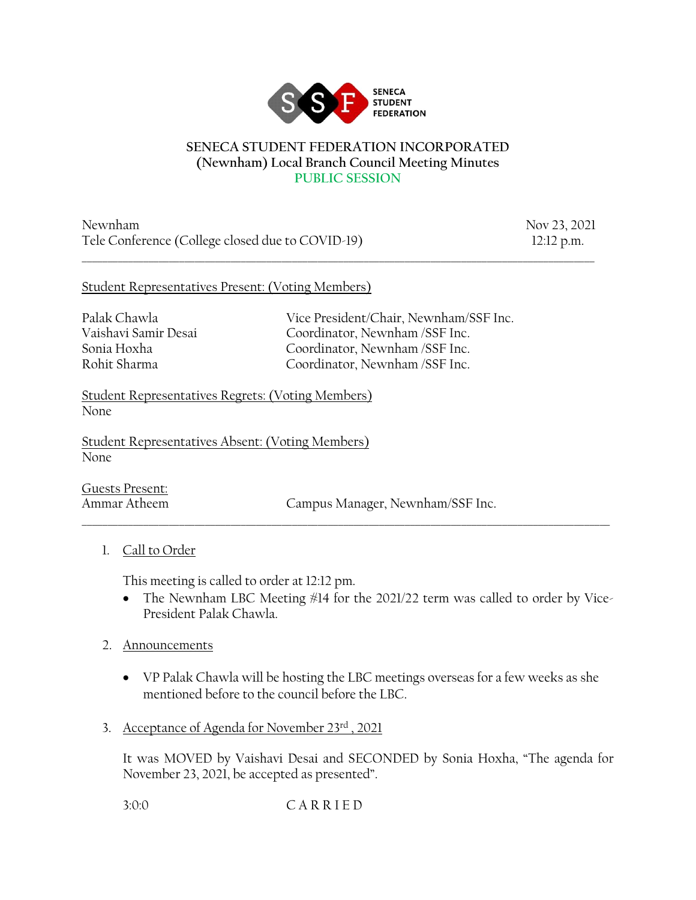SENECA STUDENT FEDERATION

# SENECA STUDENT FEDERATION INCORPORATED
## (Newnham) Local Branch Council Meeting Minutes
### PUBLIC SESSION

Newnham
Tele Conference (College closed due to COVID-19)

Nov 23, 2021
12:12 p.m.

---

Student Representatives Present: (Voting Members)

| | |
|---|---|
| Palak Chawla | Vice President/Chair, Newnham/SSF Inc. |
| Vaishavi Samir Desai | Coordinator, Newnham /SSF Inc. |
| Sonia Hoxha | Coordinator, Newnham /SSF Inc. |
| Rohit Sharma | Coordinator, Newnham /SSF Inc. |

Student Representatives Regrets: (Voting Members)
None

Student Representatives Absent: (Voting Members)
None

Guests Present:
Ammar Atheem — Campus Manager, Newnham/SSF Inc.

---

1. Call to Order

   This meeting is called to order at 12:12 pm.
   - The Newnham LBC Meeting #14 for the 2021/22 term was called to order by Vice-President Palak Chawla.

2. Announcements

   - VP Palak Chawla will be hosting the LBC meetings overseas for a few weeks as she mentioned before to the council before the LBC.

3. Acceptance of Agenda for November 23rd , 2021

   It was MOVED by Vaishavi Desai and SECONDED by Sonia Hoxha, "The agenda for November 23, 2021, be accepted as presented".

   3:0:0 C A R R I E D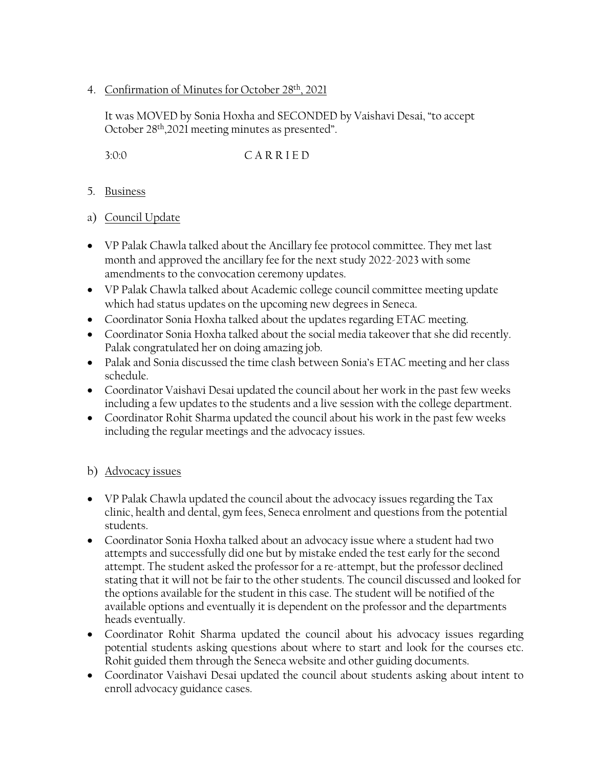4. Confirmation of Minutes for October 28th, 2021

   It was MOVED by Sonia Hoxha and SECONDED by Vaishavi Desai, "to accept October 28th,2021 meeting minutes as presented".

   3:0:0 C A R R I E D

5. Business

a) Council Update

- VP Palak Chawla talked about the Ancillary fee protocol committee. They met last month and approved the ancillary fee for the next study 2022-2023 with some amendments to the convocation ceremony updates.
- VP Palak Chawla talked about Academic college council committee meeting update which had status updates on the upcoming new degrees in Seneca.
- Coordinator Sonia Hoxha talked about the updates regarding ETAC meeting.
- Coordinator Sonia Hoxha talked about the social media takeover that she did recently. Palak congratulated her on doing amazing job.
- Palak and Sonia discussed the time clash between Sonia's ETAC meeting and her class schedule.
- Coordinator Vaishavi Desai updated the council about her work in the past few weeks including a few updates to the students and a live session with the college department.
- Coordinator Rohit Sharma updated the council about his work in the past few weeks including the regular meetings and the advocacy issues.

b) Advocacy issues

- VP Palak Chawla updated the council about the advocacy issues regarding the Tax clinic, health and dental, gym fees, Seneca enrolment and questions from the potential students.
- Coordinator Sonia Hoxha talked about an advocacy issue where a student had two attempts and successfully did one but by mistake ended the test early for the second attempt. The student asked the professor for a re-attempt, but the professor declined stating that it will not be fair to the other students. The council discussed and looked for the options available for the student in this case. The student will be notified of the available options and eventually it is dependent on the professor and the departments heads eventually.
- Coordinator Rohit Sharma updated the council about his advocacy issues regarding potential students asking questions about where to start and look for the courses etc. Rohit guided them through the Seneca website and other guiding documents.
- Coordinator Vaishavi Desai updated the council about students asking about intent to enroll advocacy guidance cases.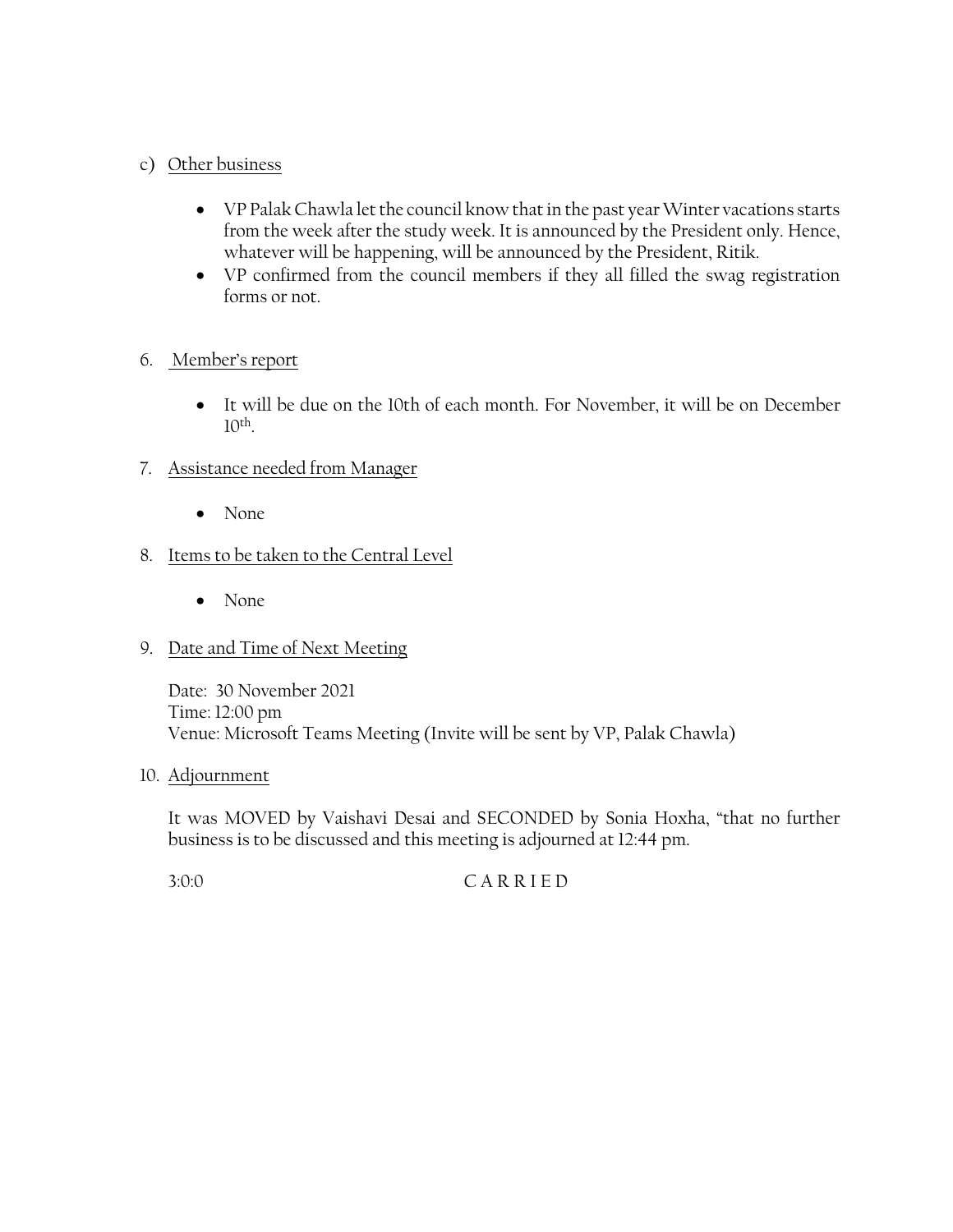c) Other business

- VP Palak Chawla let the council know that in the past year Winter vacations starts from the week after the study week. It is announced by the President only. Hence, whatever will be happening, will be announced by the President, Ritik.
- VP confirmed from the council members if they all filled the swag registration forms or not.

6. Member's report

- It will be due on the 10th of each month. For November, it will be on December 10th.

7. Assistance needed from Manager

- None

8. Items to be taken to the Central Level

- None

9. Date and Time of Next Meeting

Date: 30 November 2021
Time: 12:00 pm
Venue: Microsoft Teams Meeting (Invite will be sent by VP, Palak Chawla)

10. Adjournment

It was MOVED by Vaishavi Desai and SECONDED by Sonia Hoxha, "that no further business is to be discussed and this meeting is adjourned at 12:44 pm.

3:0:0 C A R R I E D